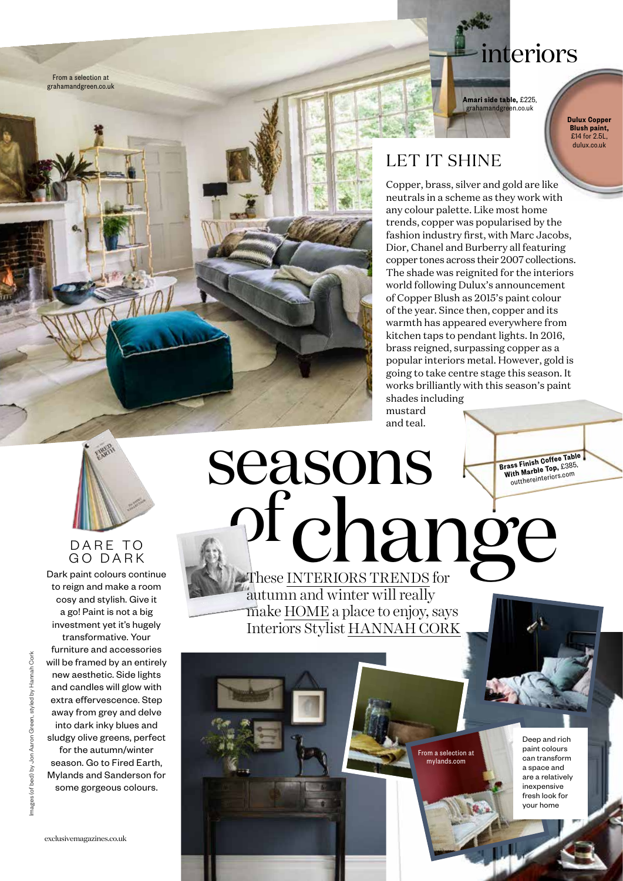# seasons of change

These INTERIORS TRENDS for autumn and winter will really make HOME a place to enjoy, says Interiors Stylist HANNAH CORK

From a selection at grahamandgreen.co.uk

**Amari side table,** £225, grahamandgreen.co.uk

**Dulux Copper Blush paint,** £14 for 2.5L, dulux.co.uk

## LET IT SHINE

Copper, brass, silver and gold are like neutrals in a scheme as they work with any colour palette. Like most home trends, copper was popularised by the fashion industry first, with Marc Jacobs, Dior, Chanel and Burberry all featuring copper tones across their 2007 collections. The shade was reignited for the interiors world following Dulux's announcement of Copper Blush as 2015's paint colour of the year. Since then, copper and its warmth has appeared everywhere from kitchen taps to pendant lights. In 2016, brass reigned, surpassing copper as a popular interiors metal. However, gold is going to take centre stage this season. It works brilliantly with this season's paint shades including mustard and teal.

**Brass Finish Coffee Table With Marble Top,** £385, outthereinteriors.com

## DARE TO GO DARK

Dark paint colours continue to reign and make a room cosy and stylish. Give it a go! Paint is not a big investment yet it's hugely transformative. Your furniture and accessories will be framed by an entirely new aesthetic. Side lights and candles will glow with extra effervescence. Step away from grey and delve into dark inky blues and sludgy olive greens, perfect for the autumn/winter season. Go to Fired Earth, Mylands and Sanderson for some gorgeous colours.

From a selection at mylands.com

Deep and rich paint colours can transform a space and are a relatively inexpensive fresh look for your home

Images (of bed) by Jon Aaron Green, styled by Hannah Cork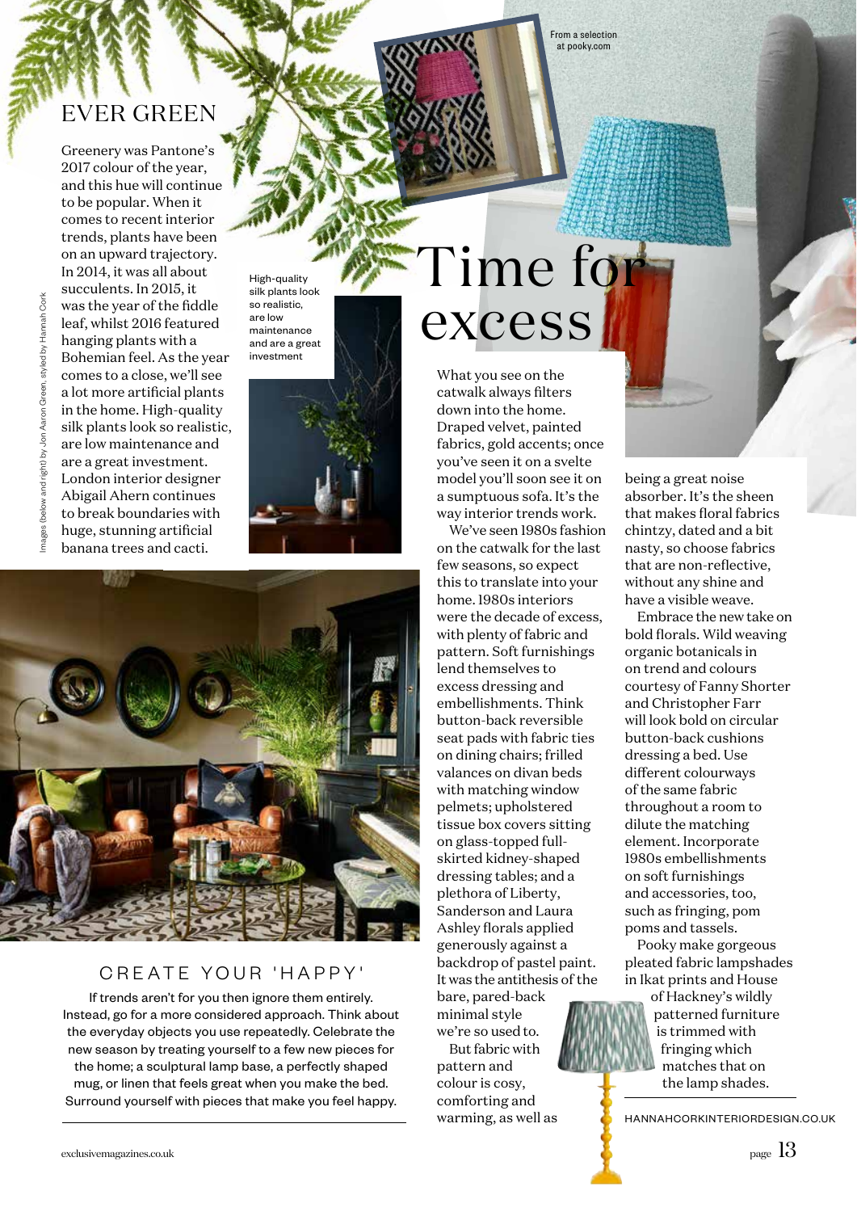## EVER GREEN

Greenery was Pantone's 2017 colour of the year, and this hue will continue to be popular. When it comes to recent interior trends, plants have been on an upward trajectory. In 2014, it was all about succulents. In 2015, it was the year of the fiddle leaf, whilst 2016 featured hanging plants with a Bohemian feel. As the year comes to a close, we'll see a lot more artificial plants in the home. High-quality silk plants look so realistic, are low maintenance and are a great investment. London interior designer Abigail Ahern continues to break boundaries with huge, stunning artificial banana trees and cacti.

Images (below and right) by Jon Aaron Green, styled by Hannah Cork

High-quality silk plants look so realistic, are low maintenance and are a great investment

## CREATE YOUR 'HAPPY'

If trends aren't for you then ignore them entirely. Instead, go for a more considered approach. Think about the everyday objects you use repeatedly. Celebrate the new season by treating yourself to a few new pieces for the home; a sculptural lamp base, a perfectly shaped mug, or linen that feels great when you make the bed. Surround yourself with pieces that make you feel happy.

# Time for excess

From a selection at pooky.com

What you see on the catwalk always filters down into the home. Draped velvet, painted fabrics, gold accents; once you've seen it on a svelte model you'll soon see it on a sumptuous sofa. It's the way interior trends work.

We've seen 1980s fashion on the catwalk for the last few seasons, so expect this to translate into your home. 1980s interiors were the decade of excess, with plenty of fabric and pattern. Soft furnishings lend themselves to excess dressing and embellishments. Think button-back reversible seat pads with fabric ties on dining chairs; frilled valances on divan beds with matching window pelmets; upholstered tissue box covers sitting on glass-topped full-skirted kidney-shaped dressing tables; and a plethora of Liberty, Sanderson and Laura Ashley florals applied generously against a backdrop of pastel paint. It was the antithesis of the bare, pared-back minimal style we're so used to.

But fabric with pattern and colour is cosy, comforting and warming, as well as being a great noise absorber. It's the sheen that makes floral fabrics chintzy, dated and a bit nasty, so choose fabrics that are non-reflective, without any shine and have a visible weave.

Embrace the new take on bold florals. Wild weaving organic botanicals in on trend and colours courtesy of Fanny Shorter and Christopher Farr will look bold on circular button-back cushions dressing a bed. Use different colourways of the same fabric throughout a room to dilute the matching element. Incorporate 1980s embellishments on soft furnishings and accessories, too, such as fringing, pom poms and tassels.

Pooky make gorgeous pleated fabric lampshades in Ikat prints and House of Hackney's wildly patterned furniture is trimmed with fringing which matches that on the lamp shades.

HANNAHCORKINTERIORDESIGN.CO.UK